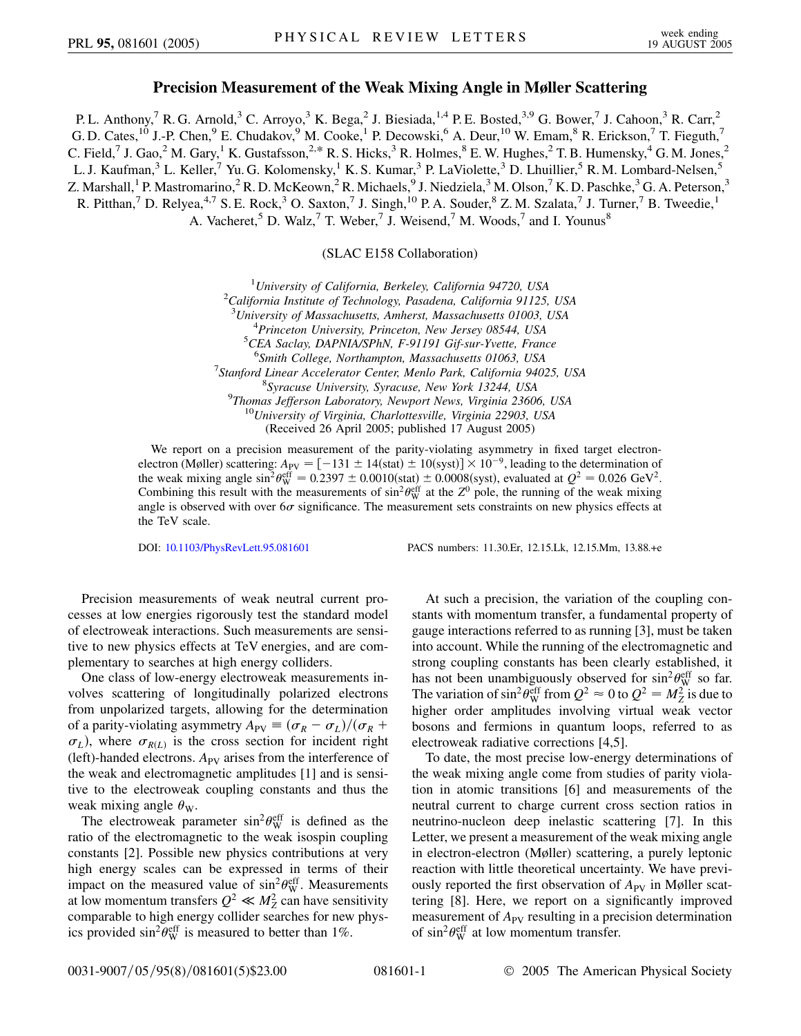# Precision Measurement of the Weak Mixing Angle in Møller Scattering

P. L. Anthony,[7] R. G. Arnold,[3] C. Arroyo,[3] K. Bega,[2] J. Biesiada,[1,4] P. E. Bosted,[3,9] G. Bower,[7] J. Cahoon,[3] R. Carr,[2] G. D. Cates,[10] J.-P. Chen,[9] E. Chudakov,[9] M. Cooke,[1] P. Decowski,[6] A. Deur,[10] W. Emam,[8] R. Erickson,[7] T. Fieguth,[7] C. Field,[7] J. Gao,[2] M. Gary,[1] K. Gustafsson,[2,*] R. S. Hicks,[3] R. Holmes,[8] E. W. Hughes,[2] T. B. Humensky,[4] G. M. Jones,[2] L. J. Kaufman,[3] L. Keller,[7] Yu. G. Kolomensky,[1] K. S. Kumar,[3] P. LaViolette,[3] D. Lhuillier,[5] R. M. Lombard-Nelsen,[5] Z. Marshall,[1] P. Mastromarino,[2] R. D. McKeown,[2] R. Michaels,[9] J. Niedziela,[3] M. Olson,[7] K. D. Paschke,[3] G. A. Peterson,[3] R. Pitthan,[7] D. Relyea,[4,7] S. E. Rock,[3] O. Saxton,[7] J. Singh,[10] P. A. Souder,[8] Z. M. Szalata,[7] J. Turner,[7] B. Tweedie,[1] A. Vacheret,[5] D. Walz,[7] T. Weber,[7] J. Weisend,[7] M. Woods,[7] and I. Younus[8]

(SLAC E158 Collaboration)

[1] *University of California, Berkeley, California 94720, USA*
[2] *California Institute of Technology, Pasadena, California 91125, USA*
[3] *University of Massachusetts, Amherst, Massachusetts 01003, USA*
[4] *Princeton University, Princeton, New Jersey 08544, USA*
[5] *CEA Saclay, DAPNIA/SPhN, F-91191 Gif-sur-Yvette, France*
[6] *Smith College, Northampton, Massachusetts 01063, USA*
[7] *Stanford Linear Accelerator Center, Menlo Park, California 94025, USA*
[8] *Syracuse University, Syracuse, New York 13244, USA*
[9] *Thomas Jefferson Laboratory, Newport News, Virginia 23606, USA*
[10] *University of Virginia, Charlottesville, Virginia 22903, USA*

(Received 26 April 2005; published 17 August 2005)

We report on a precision measurement of the parity-violating asymmetry in fixed target electron-electron (Møller) scattering: $A_{PV} = [-131 \pm 14(\text{stat}) \pm 10(\text{syst})] \times 10^{-9}$, leading to the determination of the weak mixing angle $\sin^2\theta_W^{\text{eff}} = 0.2397 \pm 0.0010(\text{stat}) \pm 0.0008(\text{syst})$, evaluated at $Q^2 = 0.026\ \text{GeV}^2$. Combining this result with the measurements of $\sin^2\theta_W^{\text{eff}}$ at the $Z^0$ pole, the running of the weak mixing angle is observed with over $6\sigma$ significance. The measurement sets constraints on new physics effects at the TeV scale.

DOI: 10.1103/PhysRevLett.95.081601 PACS numbers: 11.30.Er, 12.15.Lk, 12.15.Mm, 13.88.+e

Precision measurements of weak neutral current processes at low energies rigorously test the standard model of electroweak interactions. Such measurements are sensitive to new physics effects at TeV energies, and are complementary to searches at high energy colliders.

One class of low-energy electroweak measurements involves scattering of longitudinally polarized electrons from unpolarized targets, allowing for the determination of a parity-violating asymmetry $A_{PV} \equiv (\sigma_R - \sigma_L)/(\sigma_R + \sigma_L)$, where $\sigma_{R(L)}$ is the cross section for incident right (left)-handed electrons. $A_{PV}$ arises from the interference of the weak and electromagnetic amplitudes [1] and is sensitive to the electroweak coupling constants and thus the weak mixing angle $\theta_W$.

The electroweak parameter $\sin^2\theta_W^{\text{eff}}$ is defined as the ratio of the electromagnetic to the weak isospin coupling constants [2]. Possible new physics contributions at very high energy scales can be expressed in terms of their impact on the measured value of $\sin^2\theta_W^{\text{eff}}$. Measurements at low momentum transfers $Q^2 \ll M_Z^2$ can have sensitivity comparable to high energy collider searches for new physics provided $\sin^2\theta_W^{\text{eff}}$ is measured to better than 1%.

At such a precision, the variation of the coupling constants with momentum transfer, a fundamental property of gauge interactions referred to as running [3], must be taken into account. While the running of the electromagnetic and strong coupling constants has been clearly established, it has not been unambiguously observed for $\sin^2\theta_W^{\text{eff}}$ so far. The variation of $\sin^2\theta_W^{\text{eff}}$ from $Q^2 \approx 0$ to $Q^2 = M_Z^2$ is due to higher order amplitudes involving virtual weak vector bosons and fermions in quantum loops, referred to as electroweak radiative corrections [4,5].

To date, the most precise low-energy determinations of the weak mixing angle come from studies of parity violation in atomic transitions [6] and measurements of the neutral current to charge current cross section ratios in neutrino-nucleon deep inelastic scattering [7]. In this Letter, we present a measurement of the weak mixing angle in electron-electron (Møller) scattering, a purely leptonic reaction with little theoretical uncertainty. We have previously reported the first observation of $A_{PV}$ in Møller scattering [8]. Here, we report on a significantly improved measurement of $A_{PV}$ resulting in a precision determination of $\sin^2\theta_W^{\text{eff}}$ at low momentum transfer.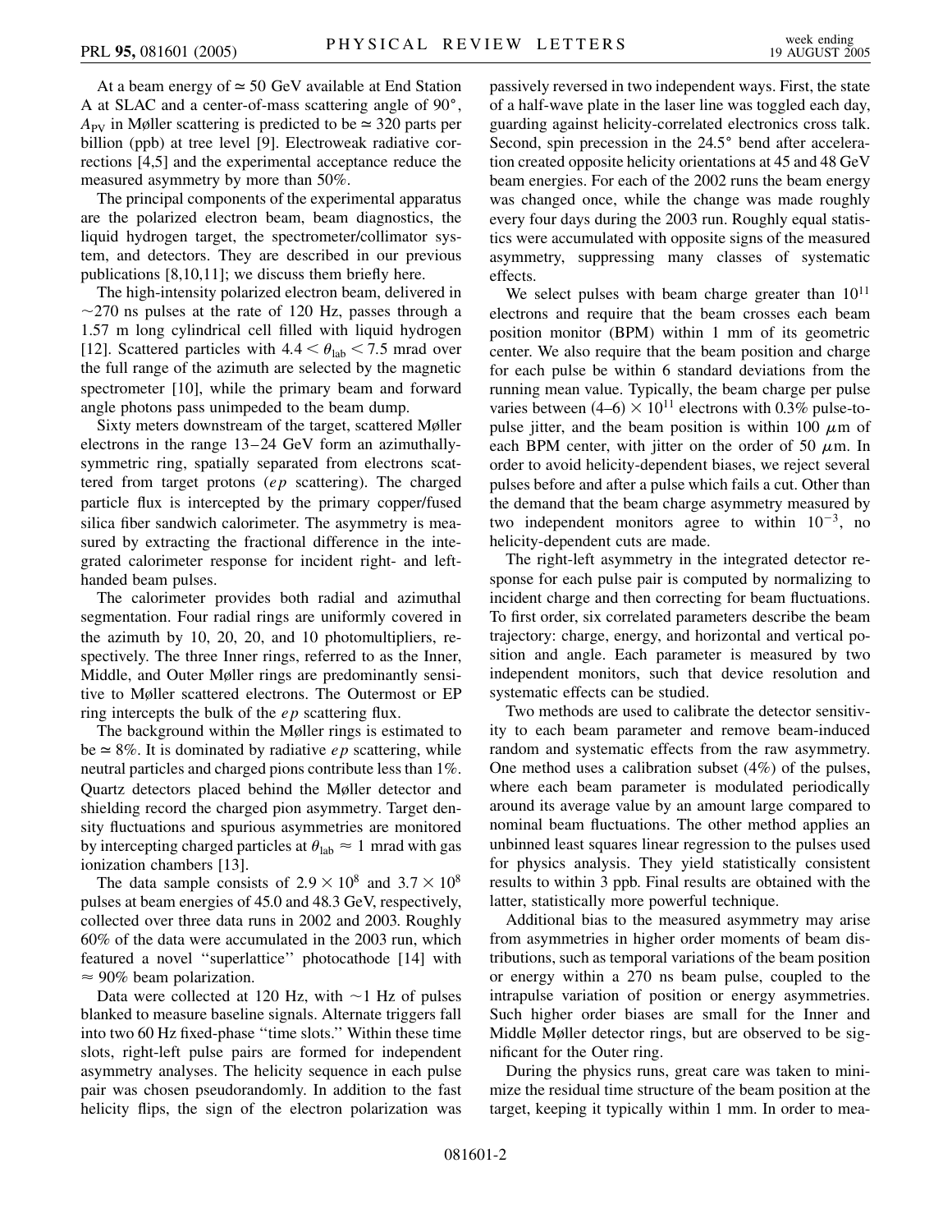At a beam energy of $\simeq 50$ GeV available at End Station A at SLAC and a center-of-mass scattering angle of $90°$, $A_{PV}$ in Møller scattering is predicted to be $\simeq 320$ parts per billion (ppb) at tree level [9]. Electroweak radiative corrections [4,5] and the experimental acceptance reduce the measured asymmetry by more than 50%.

The principal components of the experimental apparatus are the polarized electron beam, beam diagnostics, the liquid hydrogen target, the spectrometer/collimator system, and detectors. They are described in our previous publications [8,10,11]; we discuss them briefly here.

The high-intensity polarized electron beam, delivered in $\sim 270$ ns pulses at the rate of 120 Hz, passes through a 1.57 m long cylindrical cell filled with liquid hydrogen [12]. Scattered particles with $4.4 < \theta_{lab} < 7.5$ mrad over the full range of the azimuth are selected by the magnetic spectrometer [10], while the primary beam and forward angle photons pass unimpeded to the beam dump.

Sixty meters downstream of the target, scattered Møller electrons in the range 13–24 GeV form an azimuthally-symmetric ring, spatially separated from electrons scattered from target protons (*ep* scattering). The charged particle flux is intercepted by the primary copper/fused silica fiber sandwich calorimeter. The asymmetry is measured by extracting the fractional difference in the integrated calorimeter response for incident right- and left-handed beam pulses.

The calorimeter provides both radial and azimuthal segmentation. Four radial rings are uniformly covered in the azimuth by 10, 20, 20, and 10 photomultipliers, respectively. The three Inner rings, referred to as the Inner, Middle, and Outer Møller rings are predominantly sensitive to Møller scattered electrons. The Outermost or EP ring intercepts the bulk of the *ep* scattering flux.

The background within the Møller rings is estimated to be $\simeq 8\%$. It is dominated by radiative *ep* scattering, while neutral particles and charged pions contribute less than 1%. Quartz detectors placed behind the Møller detector and shielding record the charged pion asymmetry. Target density fluctuations and spurious asymmetries are monitored by intercepting charged particles at $\theta_{lab} \approx 1$ mrad with gas ionization chambers [13].

The data sample consists of $2.9 \times 10^8$ and $3.7 \times 10^8$ pulses at beam energies of 45.0 and 48.3 GeV, respectively, collected over three data runs in 2002 and 2003. Roughly 60% of the data were accumulated in the 2003 run, which featured a novel "superlattice" photocathode [14] with $\approx 90\%$ beam polarization.

Data were collected at 120 Hz, with $\sim 1$ Hz of pulses blanked to measure baseline signals. Alternate triggers fall into two 60 Hz fixed-phase "time slots." Within these time slots, right-left pulse pairs are formed for independent asymmetry analyses. The helicity sequence in each pulse pair was chosen pseudorandomly. In addition to the fast helicity flips, the sign of the electron polarization was passively reversed in two independent ways. First, the state of a half-wave plate in the laser line was toggled each day, guarding against helicity-correlated electronics cross talk. Second, spin precession in the $24.5°$ bend after acceleration created opposite helicity orientations at 45 and 48 GeV beam energies. For each of the 2002 runs the beam energy was changed once, while the change was made roughly every four days during the 2003 run. Roughly equal statistics were accumulated with opposite signs of the measured asymmetry, suppressing many classes of systematic effects.

We select pulses with beam charge greater than $10^{11}$ electrons and require that the beam crosses each beam position monitor (BPM) within 1 mm of its geometric center. We also require that the beam position and charge for each pulse be within 6 standard deviations from the running mean value. Typically, the beam charge per pulse varies between $(4\text{–}6) \times 10^{11}$ electrons with 0.3% pulse-to-pulse jitter, and the beam position is within 100 $\mu$m of each BPM center, with jitter on the order of 50 $\mu$m. In order to avoid helicity-dependent biases, we reject several pulses before and after a pulse which fails a cut. Other than the demand that the beam charge asymmetry measured by two independent monitors agree to within $10^{-3}$, no helicity-dependent cuts are made.

The right-left asymmetry in the integrated detector response for each pulse pair is computed by normalizing to incident charge and then correcting for beam fluctuations. To first order, six correlated parameters describe the beam trajectory: charge, energy, and horizontal and vertical position and angle. Each parameter is measured by two independent monitors, such that device resolution and systematic effects can be studied.

Two methods are used to calibrate the detector sensitivity to each beam parameter and remove beam-induced random and systematic effects from the raw asymmetry. One method uses a calibration subset (4%) of the pulses, where each beam parameter is modulated periodically around its average value by an amount large compared to nominal beam fluctuations. The other method applies an unbinned least squares linear regression to the pulses used for physics analysis. They yield statistically consistent results to within 3 ppb. Final results are obtained with the latter, statistically more powerful technique.

Additional bias to the measured asymmetry may arise from asymmetries in higher order moments of beam distributions, such as temporal variations of the beam position or energy within a 270 ns beam pulse, coupled to the intrapulse variation of position or energy asymmetries. Such higher order biases are small for the Inner and Middle Møller detector rings, but are observed to be significant for the Outer ring.

During the physics runs, great care was taken to minimize the residual time structure of the beam position at the target, keeping it typically within 1 mm. In order to mea-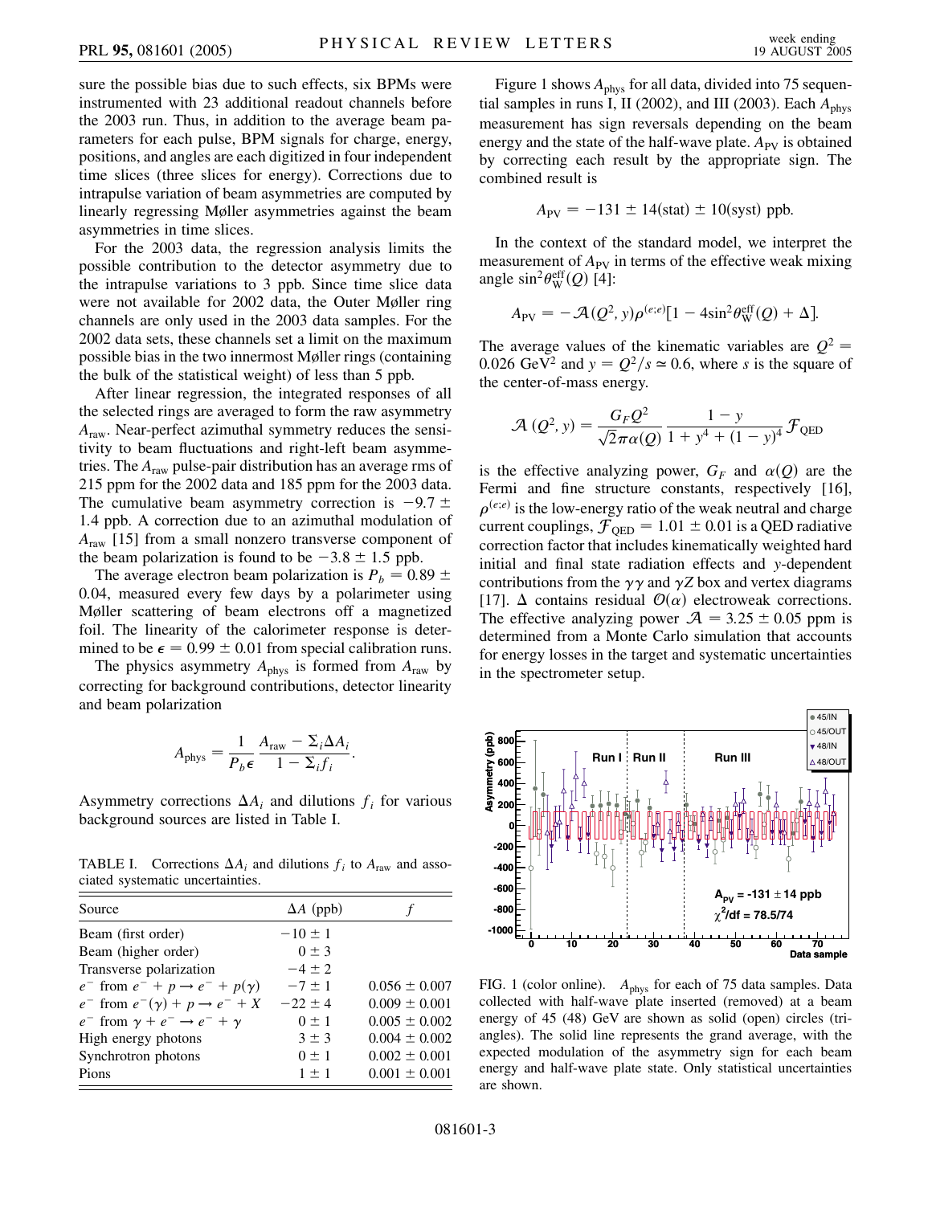sure the possible bias due to such effects, six BPMs were instrumented with 23 additional readout channels before the 2003 run. Thus, in addition to the average beam parameters for each pulse, BPM signals for charge, energy, positions, and angles are each digitized in four independent time slices (three slices for energy). Corrections due to intrapulse variation of beam asymmetries are computed by linearly regressing Møller asymmetries against the beam asymmetries in time slices.

For the 2003 data, the regression analysis limits the possible contribution to the detector asymmetry due to the intrapulse variations to 3 ppb. Since time slice data were not available for 2002 data, the Outer Møller ring channels are only used in the 2003 data samples. For the 2002 data sets, these channels set a limit on the maximum possible bias in the two innermost Møller rings (containing the bulk of the statistical weight) of less than 5 ppb.

After linear regression, the integrated responses of all the selected rings are averaged to form the raw asymmetry $A_{\rm raw}$. Near-perfect azimuthal symmetry reduces the sensitivity to beam fluctuations and right-left beam asymmetries. The $A_{\rm raw}$ pulse-pair distribution has an average rms of 215 ppm for the 2002 data and 185 ppm for the 2003 data. The cumulative beam asymmetry correction is $-9.7 \pm 1.4$ ppb. A correction due to an azimuthal modulation of $A_{\rm raw}$ [15] from a small nonzero transverse component of the beam polarization is found to be $-3.8 \pm 1.5$ ppb.

The average electron beam polarization is $P_b = 0.89 \pm 0.04$, measured every few days by a polarimeter using Møller scattering of beam electrons off a magnetized foil. The linearity of the calorimeter response is determined to be $\epsilon = 0.99 \pm 0.01$ from special calibration runs.

The physics asymmetry $A_{\rm phys}$ is formed from $A_{\rm raw}$ by correcting for background contributions, detector linearity and beam polarization

$$A_{\rm phys} = \frac{1}{P_b \epsilon} \frac{A_{\rm raw} - \Sigma_i \Delta A_i}{1 - \Sigma_i f_i}.$$

Asymmetry corrections $\Delta A_i$ and dilutions $f_i$ for various background sources are listed in Table I.

TABLE I. Corrections $\Delta A_i$ and dilutions $f_i$ to $A_{\rm raw}$ and associated systematic uncertainties.

| Source | $\Delta A$ (ppb) | $f$ |
|---|---|---|
| Beam (first order) | $-10 \pm 1$ | |
| Beam (higher order) | $0 \pm 3$ | |
| Transverse polarization | $-4 \pm 2$ | |
| $e^-$ from $e^- + p \rightarrow e^- + p(\gamma)$ | $-7 \pm 1$ | $0.056 \pm 0.007$ |
| $e^-$ from $e^-(\gamma) + p \rightarrow e^- + X$ | $-22 \pm 4$ | $0.009 \pm 0.001$ |
| $e^-$ from $\gamma + e^- \rightarrow e^- + \gamma$ | $0 \pm 1$ | $0.005 \pm 0.002$ |
| High energy photons | $3 \pm 3$ | $0.004 \pm 0.002$ |
| Synchrotron photons | $0 \pm 1$ | $0.002 \pm 0.001$ |
| Pions | $1 \pm 1$ | $0.001 \pm 0.001$ |

Figure 1 shows $A_{\rm phys}$ for all data, divided into 75 sequential samples in runs I, II (2002), and III (2003). Each $A_{\rm phys}$ measurement has sign reversals depending on the beam energy and the state of the half-wave plate. $A_{\rm PV}$ is obtained by correcting each result by the appropriate sign. The combined result is

$$A_{\rm PV} = -131 \pm 14({\rm stat}) \pm 10({\rm syst})\ {\rm ppb}.$$

In the context of the standard model, we interpret the measurement of $A_{\rm PV}$ in terms of the effective weak mixing angle $\sin^2\theta_{\rm W}^{\rm eff}(Q)$ [4]:

$$A_{\rm PV} = -\mathcal{A}(Q^2, y)\rho^{(e;e)}[1 - 4\sin^2\theta_{\rm W}^{\rm eff}(Q) + \Delta].$$

The average values of the kinematic variables are $Q^2 = 0.026\ {\rm GeV}^2$ and $y = Q^2/s \simeq 0.6$, where $s$ is the square of the center-of-mass energy.

$$\mathcal{A}\,(Q^2, y) = \frac{G_F Q^2}{\sqrt{2}\pi\alpha(Q)} \frac{1 - y}{1 + y^4 + (1 - y)^4} \mathcal{F}_{\rm QED}$$

is the effective analyzing power, $G_F$ and $\alpha(Q)$ are the Fermi and fine structure constants, respectively [16], $\rho^{(e;e)}$ is the low-energy ratio of the weak neutral and charge current couplings, $\mathcal{F}_{\rm QED} = 1.01 \pm 0.01$ is a QED radiative correction factor that includes kinematically weighted hard initial and final state radiation effects and $y$-dependent contributions from the $\gamma\gamma$ and $\gamma Z$ box and vertex diagrams [17]. $\Delta$ contains residual $\mathcal{O}(\alpha)$ electroweak corrections. The effective analyzing power $\mathcal{A} = 3.25 \pm 0.05$ ppm is determined from a Monte Carlo simulation that accounts for energy losses in the target and systematic uncertainties in the spectrometer setup.

FIG. 1 (color online). $A_{\rm phys}$ for each of 75 data samples. Data collected with half-wave plate inserted (removed) at a beam energy of 45 (48) GeV are shown as solid (open) circles (triangles). The solid line represents the grand average, with the expected modulation of the asymmetry sign for each beam energy and half-wave plate state. Only statistical uncertainties are shown.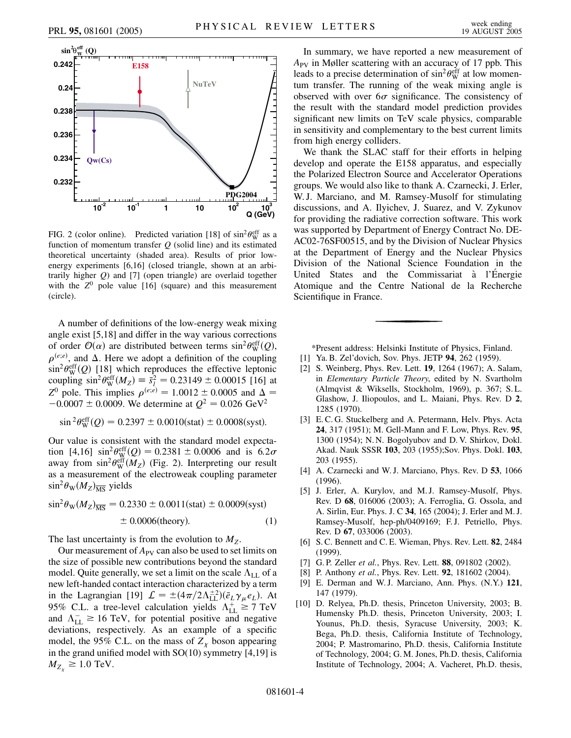FIG. 2 (color online). Predicted variation [18] of $\sin^2\theta_W^{\rm eff}$ as a function of momentum transfer $Q$ (solid line) and its estimated theoretical uncertainty (shaded area). Results of prior low-energy experiments [6,16] (closed triangle, shown at an arbitrarily higher $Q$) and [7] (open triangle) are overlaid together with the $Z^0$ pole value [16] (square) and this measurement (circle).

A number of definitions of the low-energy weak mixing angle exist [5,18] and differ in the way various corrections of order $\mathcal{O}(\alpha)$ are distributed between terms $\sin^2\theta_W^{\rm eff}(Q)$, $\rho^{(e;e)}$, and $\Delta$. Here we adopt a definition of the coupling $\sin^2\theta_W^{\rm eff}(Q)$ [18] which reproduces the effective leptonic coupling $\sin^2\theta_W^{\rm eff}(M_Z) \equiv \bar{s}_l^2 = 0.23149 \pm 0.00015$ [16] at $Z^0$ pole. This implies $\rho^{(e;e)} = 1.0012 \pm 0.0005$ and $\Delta = -0.0007 \pm 0.0009$. We determine at $Q^2 = 0.026\ \mathrm{GeV}^2$

$$\sin^2\theta_W^{\rm eff}(Q) = 0.2397 \pm 0.0010(\mathrm{stat}) \pm 0.0008(\mathrm{syst}).$$

Our value is consistent with the standard model expectation [4,16] $\sin^2\theta_W^{\rm eff}(Q) = 0.2381 \pm 0.0006$ and is $6.2\sigma$ away from $\sin^2\theta_W^{\rm eff}(M_Z)$ (Fig. 2). Interpreting our result as a measurement of the electroweak coupling parameter $\sin^2\theta_W(M_Z)_{\overline{\rm MS}}$ yields

$$\sin^2\theta_W(M_Z)_{\overline{\rm MS}} = 0.2330 \pm 0.0011(\mathrm{stat}) \pm 0.0009(\mathrm{syst}) \pm 0.0006(\mathrm{theory}). \quad (1)$$

The last uncertainty is from the evolution to $M_Z$.

Our measurement of $A_{\rm PV}$ can also be used to set limits on the size of possible new contributions beyond the standard model. Quite generally, we set a limit on the scale $\Lambda_{\rm LL}$ of a new left-handed contact interaction characterized by a term in the Lagrangian [19] $\mathcal{L} = \pm(4\pi/2\Lambda_{\rm LL}^{\pm 2})(\bar{e}_L\gamma_\mu e_L)$. At 95% C.L. a tree-level calculation yields $\Lambda_{\rm LL}^{+} \geq 7$ TeV and $\Lambda_{\rm LL}^{-} \geq 16$ TeV, for potential positive and negative deviations, respectively. As an example of a specific model, the 95% C.L. on the mass of $Z_\chi$ boson appearing in the grand unified model with SO(10) symmetry [4,19] is $M_{Z_\chi} \geq 1.0$ TeV.

In summary, we have reported a new measurement of $A_{\rm PV}$ in Møller scattering with an accuracy of 17 ppb. This leads to a precise determination of $\sin^2\theta_W^{\rm eff}$ at low momentum transfer. The running of the weak mixing angle is observed with over $6\sigma$ significance. The consistency of the result with the standard model prediction provides significant new limits on TeV scale physics, comparable in sensitivity and complementary to the best current limits from high energy colliders.

We thank the SLAC staff for their efforts in helping develop and operate the E158 apparatus, and especially the Polarized Electron Source and Accelerator Operations groups. We would also like to thank A. Czarnecki, J. Erler, W. J. Marciano, and M. Ramsey-Musolf for stimulating discussions, and A. Ilyichev, J. Suarez, and V. Zykunov for providing the radiative correction software. This work was supported by Department of Energy Contract No. DE-AC02-76SF00515, and by the Division of Nuclear Physics at the Department of Energy and the Nuclear Physics Division of the National Science Foundation in the United States and the Commissariat à l'Énergie Atomique and the Centre National de la Recherche Scientifique in France.

---

*Present address: Helsinki Institute of Physics, Finland.

[1] Ya. B. Zel'dovich, Sov. Phys. JETP **94**, 262 (1959).

[2] S. Weinberg, Phys. Rev. Lett. **19**, 1264 (1967); A. Salam, in *Elementary Particle Theory*, edited by N. Svartholm (Almqvist & Wiksells, Stockholm, 1969), p. 367; S. L. Glashow, J. Iliopoulos, and L. Maiani, Phys. Rev. D **2**, 1285 (1970).

[3] E. C. G. Stuckelberg and A. Petermann, Helv. Phys. Acta **24**, 317 (1951); M. Gell-Mann and F. Low, Phys. Rev. **95**, 1300 (1954); N. N. Bogolyubov and D. V. Shirkov, Dokl. Akad. Nauk SSSR **103**, 203 (1955);Sov. Phys. Dokl. **103**, 203 (1955).

[4] A. Czarnecki and W. J. Marciano, Phys. Rev. D **53**, 1066 (1996).

[5] J. Erler, A. Kurylov, and M. J. Ramsey-Musolf, Phys. Rev. D **68**, 016006 (2003); A. Ferroglia, G. Ossola, and A. Sirlin, Eur. Phys. J. C **34**, 165 (2004); J. Erler and M. J. Ramsey-Musolf, hep-ph/0409169; F. J. Petriello, Phys. Rev. D **67**, 033006 (2003).

[6] S. C. Bennett and C. E. Wieman, Phys. Rev. Lett. **82**, 2484 (1999).

[7] G. P. Zeller *et al.*, Phys. Rev. Lett. **88**, 091802 (2002).

[8] P. Anthony *et al.*, Phys. Rev. Lett. **92**, 181602 (2004).

[9] E. Derman and W. J. Marciano, Ann. Phys. (N.Y.) **121**, 147 (1979).

[10] D. Relyea, Ph.D. thesis, Princeton University, 2003; B. Humensky Ph.D. thesis, Princeton University, 2003; I. Younus, Ph.D. thesis, Syracuse University, 2003; K. Bega, Ph.D. thesis, California Institute of Technology, 2004; P. Mastromarino, Ph.D. thesis, California Institute of Technology, 2004; G. M. Jones, Ph.D. thesis, California Institute of Technology, 2004; A. Vacheret, Ph.D. thesis,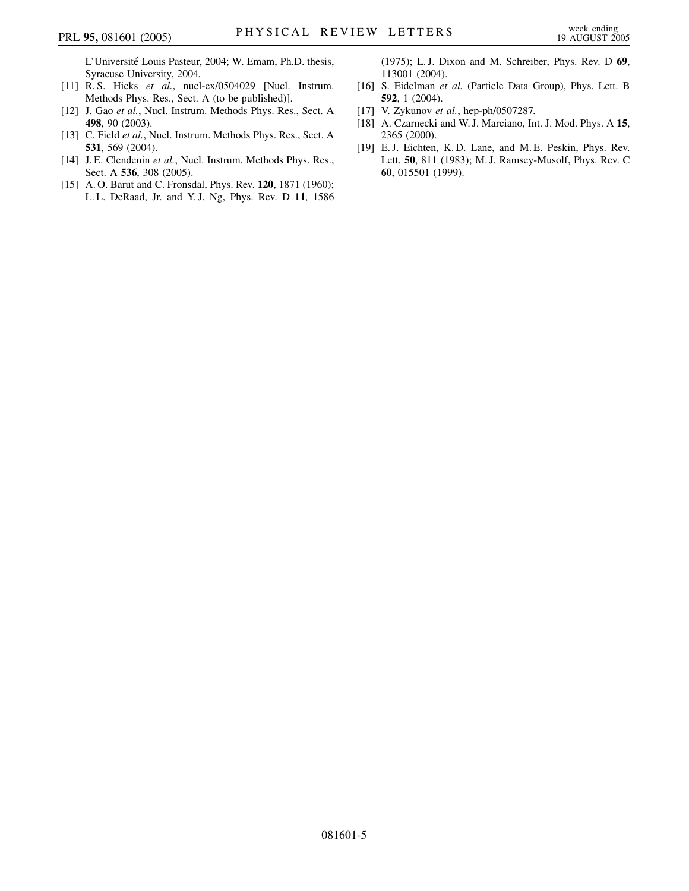L'Université Louis Pasteur, 2004; W. Emam, Ph.D. thesis, Syracuse University, 2004.

[11] R. S. Hicks *et al.*, nucl-ex/0504029 [Nucl. Instrum. Methods Phys. Res., Sect. A (to be published)].

[12] J. Gao *et al.*, Nucl. Instrum. Methods Phys. Res., Sect. A **498**, 90 (2003).

[13] C. Field *et al.*, Nucl. Instrum. Methods Phys. Res., Sect. A **531**, 569 (2004).

[14] J. E. Clendenin *et al.*, Nucl. Instrum. Methods Phys. Res., Sect. A **536**, 308 (2005).

[15] A. O. Barut and C. Fronsdal, Phys. Rev. **120**, 1871 (1960); L. L. DeRaad, Jr. and Y. J. Ng, Phys. Rev. D **11**, 1586 (1975); L. J. Dixon and M. Schreiber, Phys. Rev. D **69**, 113001 (2004).

[16] S. Eidelman *et al.* (Particle Data Group), Phys. Lett. B **592**, 1 (2004).

[17] V. Zykunov *et al.*, hep-ph/0507287.

[18] A. Czarnecki and W. J. Marciano, Int. J. Mod. Phys. A **15**, 2365 (2000).

[19] E. J. Eichten, K. D. Lane, and M. E. Peskin, Phys. Rev. Lett. **50**, 811 (1983); M. J. Ramsey-Musolf, Phys. Rev. C **60**, 015501 (1999).